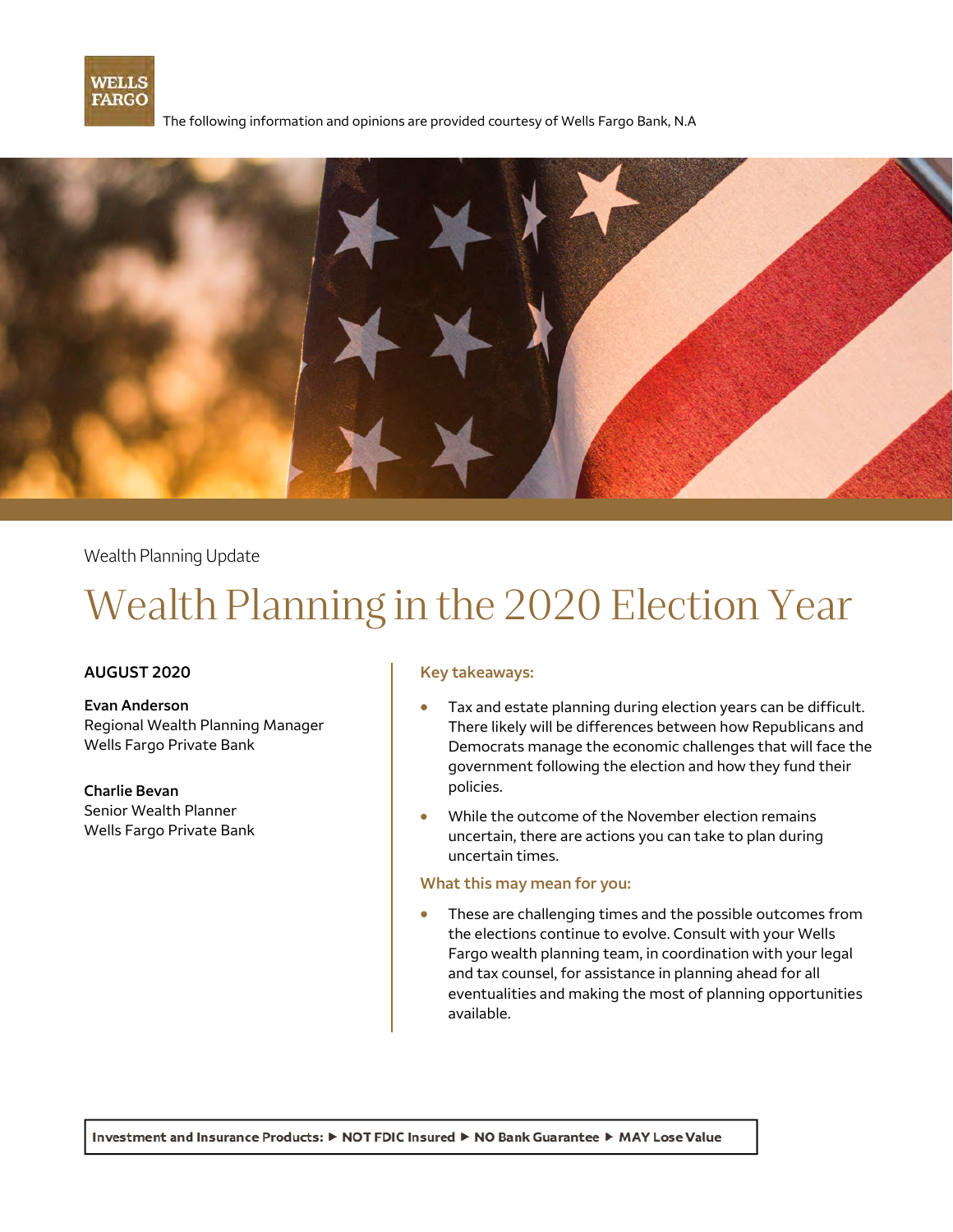WELLS FARGO

The following information and opinions are provided courtesy of Wells Fargo Bank, N.A

Wealth Planning Update

# Wealth Planning in the 2020 Election Year

**AUGUST 2020**

**Evan Anderson**
Regional Wealth Planning Manager
Wells Fargo Private Bank

**Charlie Bevan**
Senior Wealth Planner
Wells Fargo Private Bank

**Key takeaways:**

- Tax and estate planning during election years can be difficult. There likely will be differences between how Republicans and Democrats manage the economic challenges that will face the government following the election and how they fund their policies.
- While the outcome of the November election remains uncertain, there are actions you can take to plan during uncertain times.

**What this may mean for you:**

- These are challenging times and the possible outcomes from the elections continue to evolve. Consult with your Wells Fargo wealth planning team, in coordination with your legal and tax counsel, for assistance in planning ahead for all eventualities and making the most of planning opportunities available.

**Investment and Insurance Products: ► NOT FDIC Insured ► NO Bank Guarantee ► MAY Lose Value**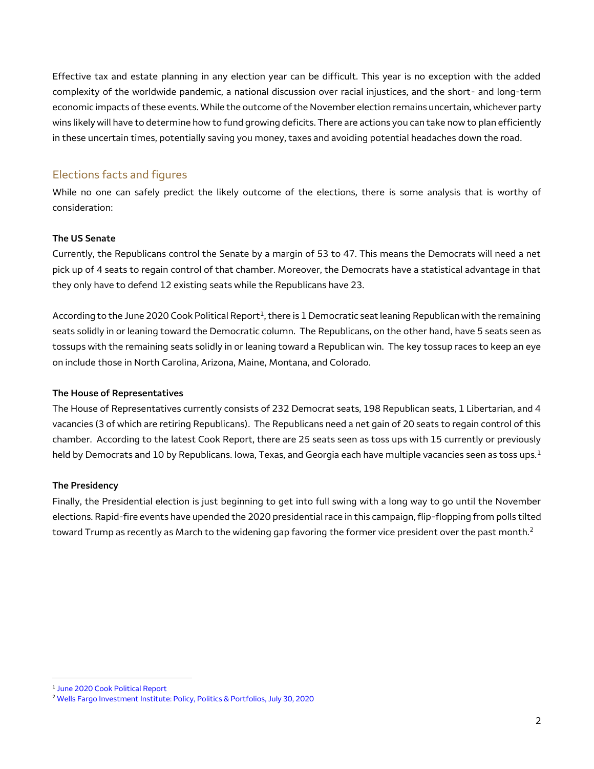Effective tax and estate planning in any election year can be difficult. This year is no exception with the added complexity of the worldwide pandemic, a national discussion over racial injustices, and the short- and long-term economic impacts of these events. While the outcome of the November election remains uncertain, whichever party wins likely will have to determine how to fund growing deficits. There are actions you can take now to plan efficiently in these uncertain times, potentially saving you money, taxes and avoiding potential headaches down the road.

## Elections facts and figures

While no one can safely predict the likely outcome of the elections, there is some analysis that is worthy of consideration:

**The US Senate**

Currently, the Republicans control the Senate by a margin of 53 to 47. This means the Democrats will need a net pick up of 4 seats to regain control of that chamber. Moreover, the Democrats have a statistical advantage in that they only have to defend 12 existing seats while the Republicans have 23.

According to the June 2020 Cook Political Report[1], there is 1 Democratic seat leaning Republican with the remaining seats solidly in or leaning toward the Democratic column. The Republicans, on the other hand, have 5 seats seen as tossups with the remaining seats solidly in or leaning toward a Republican win. The key tossup races to keep an eye on include those in North Carolina, Arizona, Maine, Montana, and Colorado.

**The House of Representatives**

The House of Representatives currently consists of 232 Democrat seats, 198 Republican seats, 1 Libertarian, and 4 vacancies (3 of which are retiring Republicans). The Republicans need a net gain of 20 seats to regain control of this chamber. According to the latest Cook Report, there are 25 seats seen as toss ups with 15 currently or previously held by Democrats and 10 by Republicans. Iowa, Texas, and Georgia each have multiple vacancies seen as toss ups.[1]

**The Presidency**

Finally, the Presidential election is just beginning to get into full swing with a long way to go until the November elections. Rapid-fire events have upended the 2020 presidential race in this campaign, flip-flopping from polls tilted toward Trump as recently as March to the widening gap favoring the former vice president over the past month.[2]

---

[1] June 2020 Cook Political Report

[2] Wells Fargo Investment Institute: Policy, Politics & Portfolios, July 30, 2020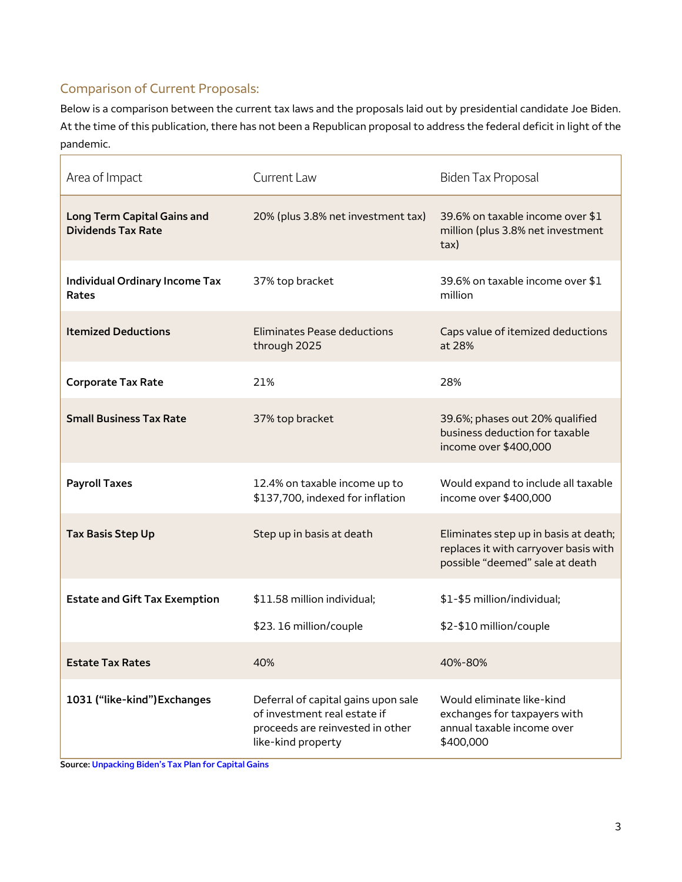## Comparison of Current Proposals:

Below is a comparison between the current tax laws and the proposals laid out by presidential candidate Joe Biden. At the time of this publication, there has not been a Republican proposal to address the federal deficit in light of the pandemic.

| Area of Impact | Current Law | Biden Tax Proposal |
|---|---|---|
| **Long Term Capital Gains and Dividends Tax Rate** | 20% (plus 3.8% net investment tax) | 39.6% on taxable income over $1 million (plus 3.8% net investment tax) |
| **Individual Ordinary Income Tax Rates** | 37% top bracket | 39.6% on taxable income over $1 million |
| **Itemized Deductions** | Eliminates Pease deductions through 2025 | Caps value of itemized deductions at 28% |
| **Corporate Tax Rate** | 21% | 28% |
| **Small Business Tax Rate** | 37% top bracket | 39.6%; phases out 20% qualified business deduction for taxable income over $400,000 |
| **Payroll Taxes** | 12.4% on taxable income up to $137,700, indexed for inflation | Would expand to include all taxable income over $400,000 |
| **Tax Basis Step Up** | Step up in basis at death | Eliminates step up in basis at death; replaces it with carryover basis with possible "deemed" sale at death |
| **Estate and Gift Tax Exemption** | $11.58 million individual;<br><br>$23. 16 million/couple | $1-$5 million/individual;<br><br>$2-$10 million/couple |
| **Estate Tax Rates** | 40% | 40%-80% |
| **1031 ("like-kind")Exchanges** | Deferral of capital gains upon sale of investment real estate if proceeds are reinvested in other like-kind property | Would eliminate like-kind exchanges for taxpayers with annual taxable income over $400,000 |

**Source:** Unpacking Biden's Tax Plan for Capital Gains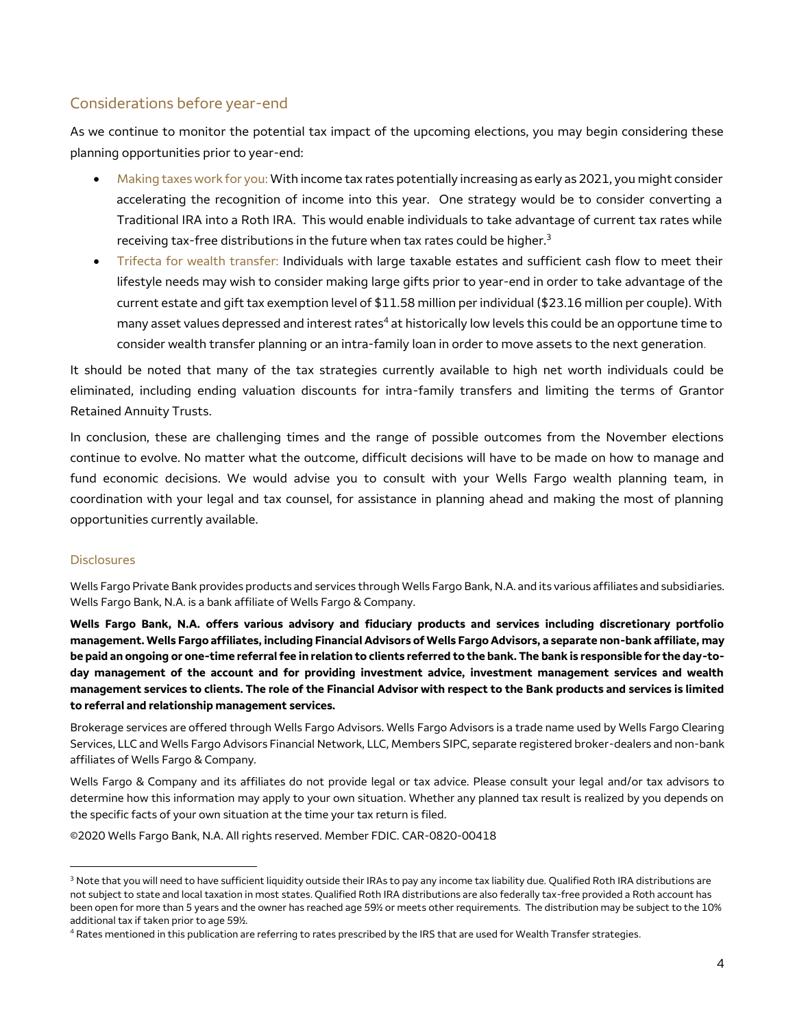## Considerations before year-end

As we continue to monitor the potential tax impact of the upcoming elections, you may begin considering these planning opportunities prior to year-end:

- Making taxes work for you: With income tax rates potentially increasing as early as 2021, you might consider accelerating the recognition of income into this year. One strategy would be to consider converting a Traditional IRA into a Roth IRA. This would enable individuals to take advantage of current tax rates while receiving tax-free distributions in the future when tax rates could be higher.[3]
- Trifecta for wealth transfer: Individuals with large taxable estates and sufficient cash flow to meet their lifestyle needs may wish to consider making large gifts prior to year-end in order to take advantage of the current estate and gift tax exemption level of $11.58 million per individual ($23.16 million per couple). With many asset values depressed and interest rates[4] at historically low levels this could be an opportune time to consider wealth transfer planning or an intra-family loan in order to move assets to the next generation.

It should be noted that many of the tax strategies currently available to high net worth individuals could be eliminated, including ending valuation discounts for intra-family transfers and limiting the terms of Grantor Retained Annuity Trusts.

In conclusion, these are challenging times and the range of possible outcomes from the November elections continue to evolve. No matter what the outcome, difficult decisions will have to be made on how to manage and fund economic decisions. We would advise you to consult with your Wells Fargo wealth planning team, in coordination with your legal and tax counsel, for assistance in planning ahead and making the most of planning opportunities currently available.

### Disclosures

Wells Fargo Private Bank provides products and services through Wells Fargo Bank, N.A. and its various affiliates and subsidiaries. Wells Fargo Bank, N.A. is a bank affiliate of Wells Fargo & Company.

**Wells Fargo Bank, N.A. offers various advisory and fiduciary products and services including discretionary portfolio management. Wells Fargo affiliates, including Financial Advisors of Wells Fargo Advisors, a separate non-bank affiliate, may be paid an ongoing or one-time referral fee in relation to clients referred to the bank. The bank is responsible for the day-to-day management of the account and for providing investment advice, investment management services and wealth management services to clients. The role of the Financial Advisor with respect to the Bank products and services is limited to referral and relationship management services.**

Brokerage services are offered through Wells Fargo Advisors. Wells Fargo Advisors is a trade name used by Wells Fargo Clearing Services, LLC and Wells Fargo Advisors Financial Network, LLC, Members SIPC, separate registered broker-dealers and non-bank affiliates of Wells Fargo & Company.

Wells Fargo & Company and its affiliates do not provide legal or tax advice. Please consult your legal and/or tax advisors to determine how this information may apply to your own situation. Whether any planned tax result is realized by you depends on the specific facts of your own situation at the time your tax return is filed.

©2020 Wells Fargo Bank, N.A. All rights reserved. Member FDIC. CAR-0820-00418

---

[3] Note that you will need to have sufficient liquidity outside their IRAs to pay any income tax liability due. Qualified Roth IRA distributions are not subject to state and local taxation in most states. Qualified Roth IRA distributions are also federally tax-free provided a Roth account has been open for more than 5 years and the owner has reached age 59½ or meets other requirements. The distribution may be subject to the 10% additional tax if taken prior to age 59½.

[4] Rates mentioned in this publication are referring to rates prescribed by the IRS that are used for Wealth Transfer strategies.